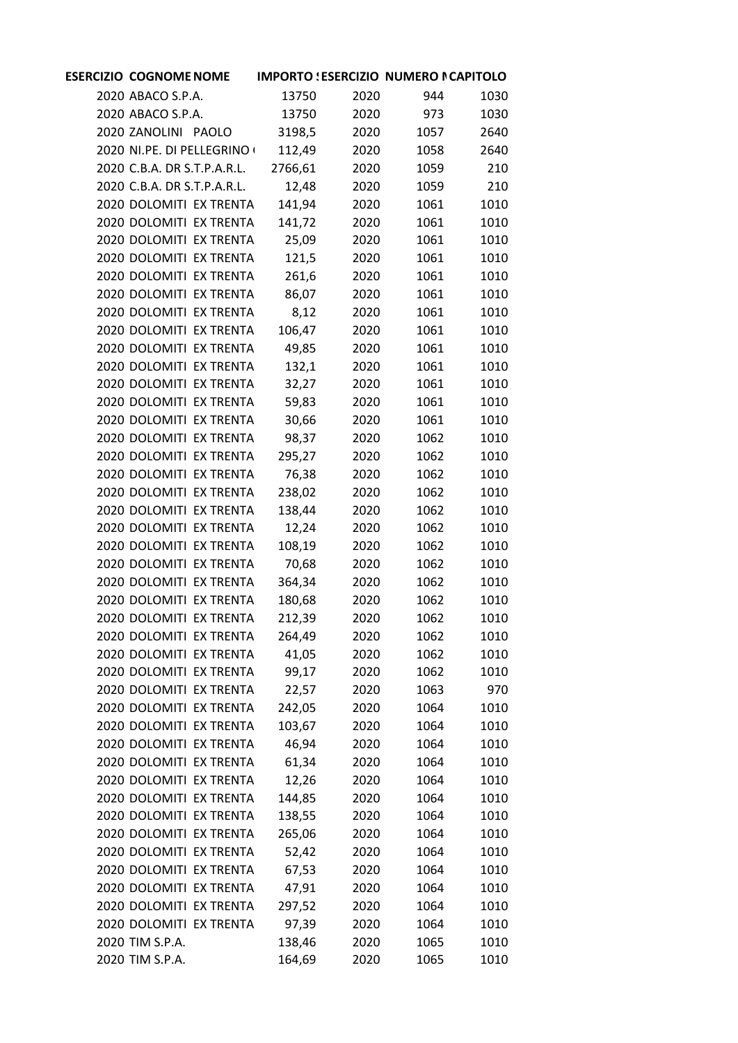| ESERCIZIO | COGNOME NOME | IMPORTO S | ESERCIZIO | NUMERO M | CAPITOLO |
|---|---|---|---|---|---|
| 2020 | ABACO S.P.A. | 13750 | 2020 | 944 | 1030 |
| 2020 | ABACO S.P.A. | 13750 | 2020 | 973 | 1030 |
| 2020 | ZANOLINI PAOLO | 3198,5 | 2020 | 1057 | 2640 |
| 2020 | NI.PE. DI PELLEGRINO ( | 112,49 | 2020 | 1058 | 2640 |
| 2020 | C.B.A. DR S.T.P.A.R.L. | 2766,61 | 2020 | 1059 | 210 |
| 2020 | C.B.A. DR S.T.P.A.R.L. | 12,48 | 2020 | 1059 | 210 |
| 2020 | DOLOMITI EX TRENTA | 141,94 | 2020 | 1061 | 1010 |
| 2020 | DOLOMITI EX TRENTA | 141,72 | 2020 | 1061 | 1010 |
| 2020 | DOLOMITI EX TRENTA | 25,09 | 2020 | 1061 | 1010 |
| 2020 | DOLOMITI EX TRENTA | 121,5 | 2020 | 1061 | 1010 |
| 2020 | DOLOMITI EX TRENTA | 261,6 | 2020 | 1061 | 1010 |
| 2020 | DOLOMITI EX TRENTA | 86,07 | 2020 | 1061 | 1010 |
| 2020 | DOLOMITI EX TRENTA | 8,12 | 2020 | 1061 | 1010 |
| 2020 | DOLOMITI EX TRENTA | 106,47 | 2020 | 1061 | 1010 |
| 2020 | DOLOMITI EX TRENTA | 49,85 | 2020 | 1061 | 1010 |
| 2020 | DOLOMITI EX TRENTA | 132,1 | 2020 | 1061 | 1010 |
| 2020 | DOLOMITI EX TRENTA | 32,27 | 2020 | 1061 | 1010 |
| 2020 | DOLOMITI EX TRENTA | 59,83 | 2020 | 1061 | 1010 |
| 2020 | DOLOMITI EX TRENTA | 30,66 | 2020 | 1061 | 1010 |
| 2020 | DOLOMITI EX TRENTA | 98,37 | 2020 | 1062 | 1010 |
| 2020 | DOLOMITI EX TRENTA | 295,27 | 2020 | 1062 | 1010 |
| 2020 | DOLOMITI EX TRENTA | 76,38 | 2020 | 1062 | 1010 |
| 2020 | DOLOMITI EX TRENTA | 238,02 | 2020 | 1062 | 1010 |
| 2020 | DOLOMITI EX TRENTA | 138,44 | 2020 | 1062 | 1010 |
| 2020 | DOLOMITI EX TRENTA | 12,24 | 2020 | 1062 | 1010 |
| 2020 | DOLOMITI EX TRENTA | 108,19 | 2020 | 1062 | 1010 |
| 2020 | DOLOMITI EX TRENTA | 70,68 | 2020 | 1062 | 1010 |
| 2020 | DOLOMITI EX TRENTA | 364,34 | 2020 | 1062 | 1010 |
| 2020 | DOLOMITI EX TRENTA | 180,68 | 2020 | 1062 | 1010 |
| 2020 | DOLOMITI EX TRENTA | 212,39 | 2020 | 1062 | 1010 |
| 2020 | DOLOMITI EX TRENTA | 264,49 | 2020 | 1062 | 1010 |
| 2020 | DOLOMITI EX TRENTA | 41,05 | 2020 | 1062 | 1010 |
| 2020 | DOLOMITI EX TRENTA | 99,17 | 2020 | 1062 | 1010 |
| 2020 | DOLOMITI EX TRENTA | 22,57 | 2020 | 1063 | 970 |
| 2020 | DOLOMITI EX TRENTA | 242,05 | 2020 | 1064 | 1010 |
| 2020 | DOLOMITI EX TRENTA | 103,67 | 2020 | 1064 | 1010 |
| 2020 | DOLOMITI EX TRENTA | 46,94 | 2020 | 1064 | 1010 |
| 2020 | DOLOMITI EX TRENTA | 61,34 | 2020 | 1064 | 1010 |
| 2020 | DOLOMITI EX TRENTA | 12,26 | 2020 | 1064 | 1010 |
| 2020 | DOLOMITI EX TRENTA | 144,85 | 2020 | 1064 | 1010 |
| 2020 | DOLOMITI EX TRENTA | 138,55 | 2020 | 1064 | 1010 |
| 2020 | DOLOMITI EX TRENTA | 265,06 | 2020 | 1064 | 1010 |
| 2020 | DOLOMITI EX TRENTA | 52,42 | 2020 | 1064 | 1010 |
| 2020 | DOLOMITI EX TRENTA | 67,53 | 2020 | 1064 | 1010 |
| 2020 | DOLOMITI EX TRENTA | 47,91 | 2020 | 1064 | 1010 |
| 2020 | DOLOMITI EX TRENTA | 297,52 | 2020 | 1064 | 1010 |
| 2020 | DOLOMITI EX TRENTA | 97,39 | 2020 | 1064 | 1010 |
| 2020 | TIM S.P.A. | 138,46 | 2020 | 1065 | 1010 |
| 2020 | TIM S.P.A. | 164,69 | 2020 | 1065 | 1010 |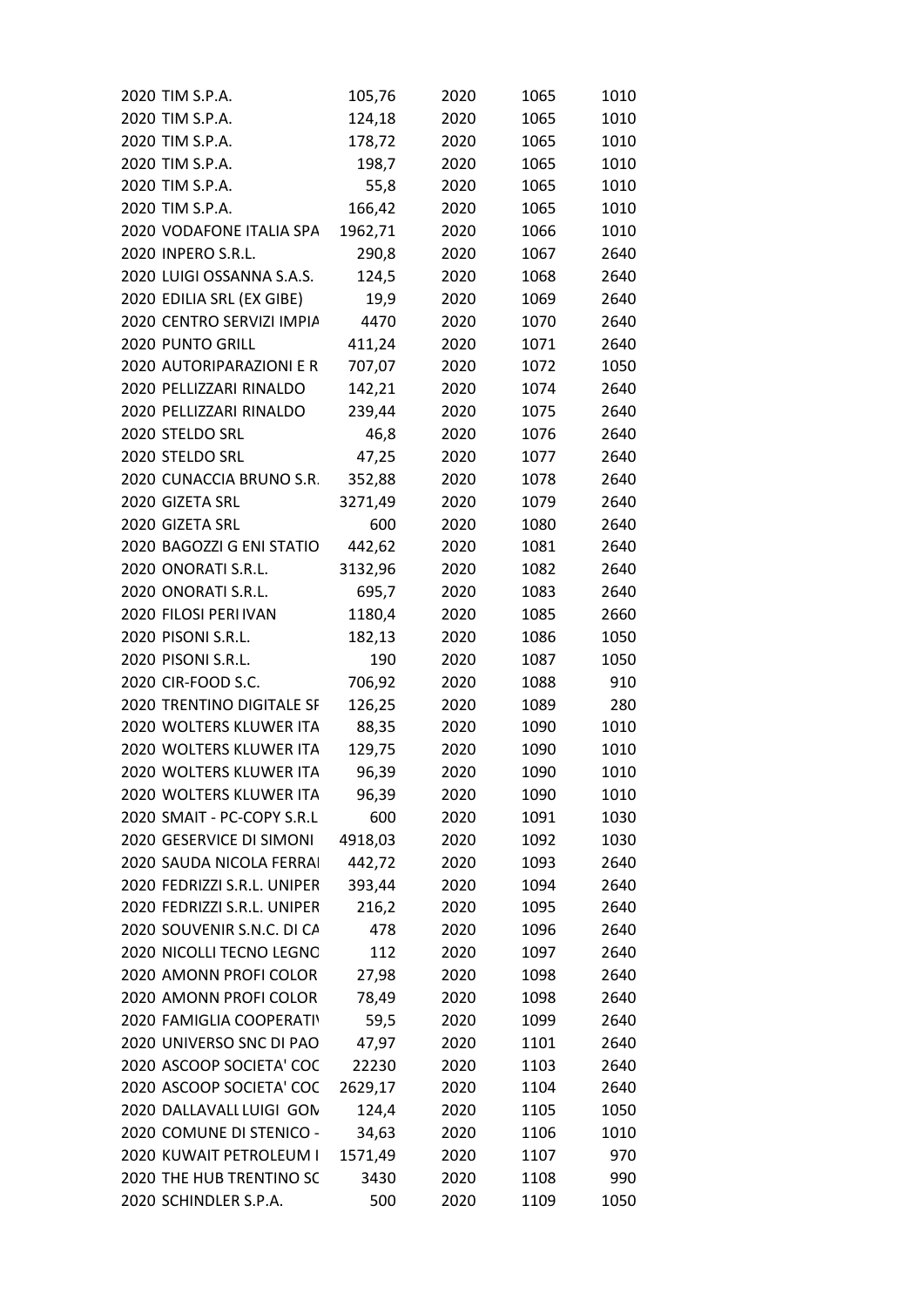| | | | | | |
|---|---|---|---|---|---|
| 2020 | TIM S.P.A. | 105,76 | 2020 | 1065 | 1010 |
| 2020 | TIM S.P.A. | 124,18 | 2020 | 1065 | 1010 |
| 2020 | TIM S.P.A. | 178,72 | 2020 | 1065 | 1010 |
| 2020 | TIM S.P.A. | 198,7 | 2020 | 1065 | 1010 |
| 2020 | TIM S.P.A. | 55,8 | 2020 | 1065 | 1010 |
| 2020 | TIM S.P.A. | 166,42 | 2020 | 1065 | 1010 |
| 2020 | VODAFONE ITALIA SPA | 1962,71 | 2020 | 1066 | 1010 |
| 2020 | INPERO S.R.L. | 290,8 | 2020 | 1067 | 2640 |
| 2020 | LUIGI OSSANNA S.A.S. | 124,5 | 2020 | 1068 | 2640 |
| 2020 | EDILIA SRL (EX GIBE) | 19,9 | 2020 | 1069 | 2640 |
| 2020 | CENTRO SERVIZI IMPIA | 4470 | 2020 | 1070 | 2640 |
| 2020 | PUNTO GRILL | 411,24 | 2020 | 1071 | 2640 |
| 2020 | AUTORIPARAZIONI E R | 707,07 | 2020 | 1072 | 1050 |
| 2020 | PELLIZZARI RINALDO | 142,21 | 2020 | 1074 | 2640 |
| 2020 | PELLIZZARI RINALDO | 239,44 | 2020 | 1075 | 2640 |
| 2020 | STELDO SRL | 46,8 | 2020 | 1076 | 2640 |
| 2020 | STELDO SRL | 47,25 | 2020 | 1077 | 2640 |
| 2020 | CUNACCIA BRUNO S.R. | 352,88 | 2020 | 1078 | 2640 |
| 2020 | GIZETA SRL | 3271,49 | 2020 | 1079 | 2640 |
| 2020 | GIZETA SRL | 600 | 2020 | 1080 | 2640 |
| 2020 | BAGOZZI G ENI STATIO | 442,62 | 2020 | 1081 | 2640 |
| 2020 | ONORATI S.R.L. | 3132,96 | 2020 | 1082 | 2640 |
| 2020 | ONORATI S.R.L. | 695,7 | 2020 | 1083 | 2640 |
| 2020 | FILOSI PERI IVAN | 1180,4 | 2020 | 1085 | 2660 |
| 2020 | PISONI S.R.L. | 182,13 | 2020 | 1086 | 1050 |
| 2020 | PISONI S.R.L. | 190 | 2020 | 1087 | 1050 |
| 2020 | CIR-FOOD S.C. | 706,92 | 2020 | 1088 | 910 |
| 2020 | TRENTINO DIGITALE SF | 126,25 | 2020 | 1089 | 280 |
| 2020 | WOLTERS KLUWER ITA | 88,35 | 2020 | 1090 | 1010 |
| 2020 | WOLTERS KLUWER ITA | 129,75 | 2020 | 1090 | 1010 |
| 2020 | WOLTERS KLUWER ITA | 96,39 | 2020 | 1090 | 1010 |
| 2020 | WOLTERS KLUWER ITA | 96,39 | 2020 | 1090 | 1010 |
| 2020 | SMAIT - PC-COPY S.R.L | 600 | 2020 | 1091 | 1030 |
| 2020 | GESERVICE DI SIMONI | 4918,03 | 2020 | 1092 | 1030 |
| 2020 | SAUDA NICOLA FERRAI | 442,72 | 2020 | 1093 | 2640 |
| 2020 | FEDRIZZI S.R.L. UNIPER | 393,44 | 2020 | 1094 | 2640 |
| 2020 | FEDRIZZI S.R.L. UNIPER | 216,2 | 2020 | 1095 | 2640 |
| 2020 | SOUVENIR S.N.C. DI CA | 478 | 2020 | 1096 | 2640 |
| 2020 | NICOLLI TECNO LEGNO | 112 | 2020 | 1097 | 2640 |
| 2020 | AMONN PROFI COLOR | 27,98 | 2020 | 1098 | 2640 |
| 2020 | AMONN PROFI COLOR | 78,49 | 2020 | 1098 | 2640 |
| 2020 | FAMIGLIA COOPERATI\ | 59,5 | 2020 | 1099 | 2640 |
| 2020 | UNIVERSO SNC DI PAO | 47,97 | 2020 | 1101 | 2640 |
| 2020 | ASCOOP SOCIETA' COC | 22230 | 2020 | 1103 | 2640 |
| 2020 | ASCOOP SOCIETA' COC | 2629,17 | 2020 | 1104 | 2640 |
| 2020 | DALLAVALLI LUIGI GON | 124,4 | 2020 | 1105 | 1050 |
| 2020 | COMUNE DI STENICO - | 34,63 | 2020 | 1106 | 1010 |
| 2020 | KUWAIT PETROLEUM I | 1571,49 | 2020 | 1107 | 970 |
| 2020 | THE HUB TRENTINO SC | 3430 | 2020 | 1108 | 990 |
| 2020 | SCHINDLER S.P.A. | 500 | 2020 | 1109 | 1050 |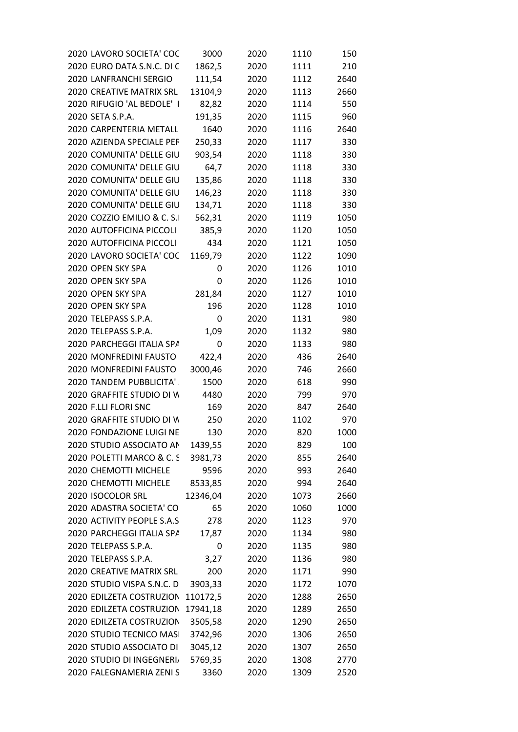| | | | | | |
|---|---|---|---|---|---|
| 2020 | LAVORO SOCIETA' COC | 3000 | 2020 | 1110 | 150 |
| 2020 | EURO DATA S.N.C. DI C | 1862,5 | 2020 | 1111 | 210 |
| 2020 | LANFRANCHI SERGIO | 111,54 | 2020 | 1112 | 2640 |
| 2020 | CREATIVE MATRIX SRL | 13104,9 | 2020 | 1113 | 2660 |
| 2020 | RIFUGIO 'AL BEDOLE' I | 82,82 | 2020 | 1114 | 550 |
| 2020 | SETA S.P.A. | 191,35 | 2020 | 1115 | 960 |
| 2020 | CARPENTERIA METALL | 1640 | 2020 | 1116 | 2640 |
| 2020 | AZIENDA SPECIALE PEF | 250,33 | 2020 | 1117 | 330 |
| 2020 | COMUNITA' DELLE GIU | 903,54 | 2020 | 1118 | 330 |
| 2020 | COMUNITA' DELLE GIU | 64,7 | 2020 | 1118 | 330 |
| 2020 | COMUNITA' DELLE GIU | 135,86 | 2020 | 1118 | 330 |
| 2020 | COMUNITA' DELLE GIU | 146,23 | 2020 | 1118 | 330 |
| 2020 | COMUNITA' DELLE GIU | 134,71 | 2020 | 1118 | 330 |
| 2020 | COZZIO EMILIO & C. S.I | 562,31 | 2020 | 1119 | 1050 |
| 2020 | AUTOFFICINA PICCOLI | 385,9 | 2020 | 1120 | 1050 |
| 2020 | AUTOFFICINA PICCOLI | 434 | 2020 | 1121 | 1050 |
| 2020 | LAVORO SOCIETA' COC | 1169,79 | 2020 | 1122 | 1090 |
| 2020 | OPEN SKY SPA | 0 | 2020 | 1126 | 1010 |
| 2020 | OPEN SKY SPA | 0 | 2020 | 1126 | 1010 |
| 2020 | OPEN SKY SPA | 281,84 | 2020 | 1127 | 1010 |
| 2020 | OPEN SKY SPA | 196 | 2020 | 1128 | 1010 |
| 2020 | TELEPASS S.P.A. | 0 | 2020 | 1131 | 980 |
| 2020 | TELEPASS S.P.A. | 1,09 | 2020 | 1132 | 980 |
| 2020 | PARCHEGGI ITALIA SPA | 0 | 2020 | 1133 | 980 |
| 2020 | MONFREDINI FAUSTO | 422,4 | 2020 | 436 | 2640 |
| 2020 | MONFREDINI FAUSTO | 3000,46 | 2020 | 746 | 2660 |
| 2020 | TANDEM PUBBLICITA' | 1500 | 2020 | 618 | 990 |
| 2020 | GRAFFITE STUDIO DI W | 4480 | 2020 | 799 | 970 |
| 2020 | F.LLI FLORI SNC | 169 | 2020 | 847 | 2640 |
| 2020 | GRAFFITE STUDIO DI W | 250 | 2020 | 1102 | 970 |
| 2020 | FONDAZIONE LUIGI NE | 130 | 2020 | 820 | 1000 |
| 2020 | STUDIO ASSOCIATO AN | 1439,55 | 2020 | 829 | 100 |
| 2020 | POLETTI MARCO & C. S | 3981,73 | 2020 | 855 | 2640 |
| 2020 | CHEMOTTI MICHELE | 9596 | 2020 | 993 | 2640 |
| 2020 | CHEMOTTI MICHELE | 8533,85 | 2020 | 994 | 2640 |
| 2020 | ISOCOLOR SRL | 12346,04 | 2020 | 1073 | 2660 |
| 2020 | ADASTRA SOCIETA' CO | 65 | 2020 | 1060 | 1000 |
| 2020 | ACTIVITY PEOPLE S.A.S | 278 | 2020 | 1123 | 970 |
| 2020 | PARCHEGGI ITALIA SPA | 17,87 | 2020 | 1134 | 980 |
| 2020 | TELEPASS S.P.A. | 0 | 2020 | 1135 | 980 |
| 2020 | TELEPASS S.P.A. | 3,27 | 2020 | 1136 | 980 |
| 2020 | CREATIVE MATRIX SRL | 200 | 2020 | 1171 | 990 |
| 2020 | STUDIO VISPA S.N.C. D | 3903,33 | 2020 | 1172 | 1070 |
| 2020 | EDILZETA COSTRUZION | 110172,5 | 2020 | 1288 | 2650 |
| 2020 | EDILZETA COSTRUZION | 17941,18 | 2020 | 1289 | 2650 |
| 2020 | EDILZETA COSTRUZION | 3505,58 | 2020 | 1290 | 2650 |
| 2020 | STUDIO TECNICO MASI | 3742,96 | 2020 | 1306 | 2650 |
| 2020 | STUDIO ASSOCIATO DI | 3045,12 | 2020 | 1307 | 2650 |
| 2020 | STUDIO DI INGEGNERIA | 5769,35 | 2020 | 1308 | 2770 |
| 2020 | FALEGNAMERIA ZENI S | 3360 | 2020 | 1309 | 2520 |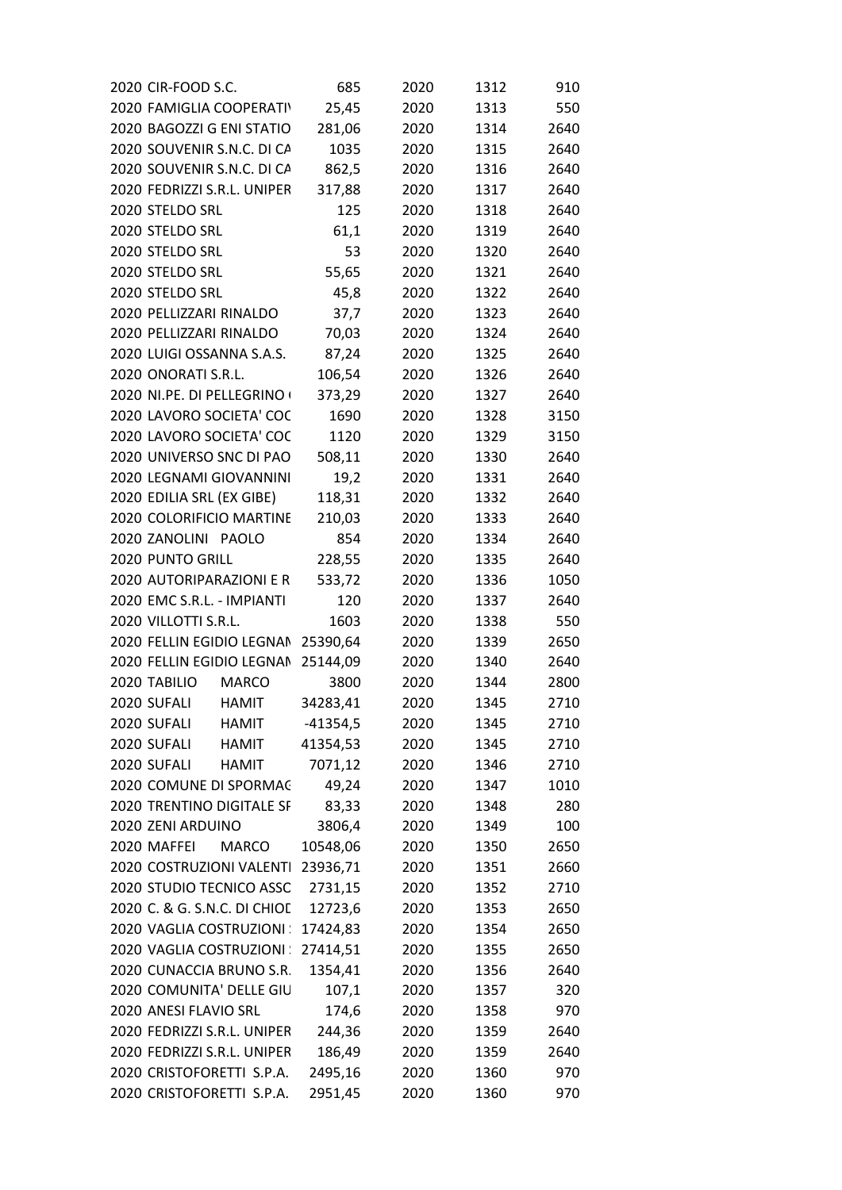| | | | | | |
|---|---|---|---|---|---|
| 2020 | CIR-FOOD S.C. | 685 | 2020 | 1312 | 910 |
| 2020 | FAMIGLIA COOPERATIV | 25,45 | 2020 | 1313 | 550 |
| 2020 | BAGOZZI G ENI STATIO | 281,06 | 2020 | 1314 | 2640 |
| 2020 | SOUVENIR S.N.C. DI CA | 1035 | 2020 | 1315 | 2640 |
| 2020 | SOUVENIR S.N.C. DI CA | 862,5 | 2020 | 1316 | 2640 |
| 2020 | FEDRIZZI S.R.L. UNIPER | 317,88 | 2020 | 1317 | 2640 |
| 2020 | STELDO SRL | 125 | 2020 | 1318 | 2640 |
| 2020 | STELDO SRL | 61,1 | 2020 | 1319 | 2640 |
| 2020 | STELDO SRL | 53 | 2020 | 1320 | 2640 |
| 2020 | STELDO SRL | 55,65 | 2020 | 1321 | 2640 |
| 2020 | STELDO SRL | 45,8 | 2020 | 1322 | 2640 |
| 2020 | PELLIZZARI RINALDO | 37,7 | 2020 | 1323 | 2640 |
| 2020 | PELLIZZARI RINALDO | 70,03 | 2020 | 1324 | 2640 |
| 2020 | LUIGI OSSANNA S.A.S. | 87,24 | 2020 | 1325 | 2640 |
| 2020 | ONORATI S.R.L. | 106,54 | 2020 | 1326 | 2640 |
| 2020 | NI.PE. DI PELLEGRINO ( | 373,29 | 2020 | 1327 | 2640 |
| 2020 | LAVORO SOCIETA' COC | 1690 | 2020 | 1328 | 3150 |
| 2020 | LAVORO SOCIETA' COC | 1120 | 2020 | 1329 | 3150 |
| 2020 | UNIVERSO SNC DI PAO | 508,11 | 2020 | 1330 | 2640 |
| 2020 | LEGNAMI GIOVANNINI | 19,2 | 2020 | 1331 | 2640 |
| 2020 | EDILIA SRL (EX GIBE) | 118,31 | 2020 | 1332 | 2640 |
| 2020 | COLORIFICIO MARTINE | 210,03 | 2020 | 1333 | 2640 |
| 2020 | ZANOLINI PAOLO | 854 | 2020 | 1334 | 2640 |
| 2020 | PUNTO GRILL | 228,55 | 2020 | 1335 | 2640 |
| 2020 | AUTORIPARAZIONI E R | 533,72 | 2020 | 1336 | 1050 |
| 2020 | EMC S.R.L. - IMPIANTI | 120 | 2020 | 1337 | 2640 |
| 2020 | VILLOTTI S.R.L. | 1603 | 2020 | 1338 | 550 |
| 2020 | FELLIN EGIDIO LEGNAM | 25390,64 | 2020 | 1339 | 2650 |
| 2020 | FELLIN EGIDIO LEGNAM | 25144,09 | 2020 | 1340 | 2640 |
| 2020 | TABILIO MARCO | 3800 | 2020 | 1344 | 2800 |
| 2020 | SUFALI HAMIT | 34283,41 | 2020 | 1345 | 2710 |
| 2020 | SUFALI HAMIT | -41354,5 | 2020 | 1345 | 2710 |
| 2020 | SUFALI HAMIT | 41354,53 | 2020 | 1345 | 2710 |
| 2020 | SUFALI HAMIT | 7071,12 | 2020 | 1346 | 2710 |
| 2020 | COMUNE DI SPORMAG | 49,24 | 2020 | 1347 | 1010 |
| 2020 | TRENTINO DIGITALE SF | 83,33 | 2020 | 1348 | 280 |
| 2020 | ZENI ARDUINO | 3806,4 | 2020 | 1349 | 100 |
| 2020 | MAFFEI MARCO | 10548,06 | 2020 | 1350 | 2650 |
| 2020 | COSTRUZIONI VALENTI | 23936,71 | 2020 | 1351 | 2660 |
| 2020 | STUDIO TECNICO ASSC | 2731,15 | 2020 | 1352 | 2710 |
| 2020 | C. & G. S.N.C. DI CHIOD | 12723,6 | 2020 | 1353 | 2650 |
| 2020 | VAGLIA COSTRUZIONI : | 17424,83 | 2020 | 1354 | 2650 |
| 2020 | VAGLIA COSTRUZIONI : | 27414,51 | 2020 | 1355 | 2650 |
| 2020 | CUNACCIA BRUNO S.R. | 1354,41 | 2020 | 1356 | 2640 |
| 2020 | COMUNITA' DELLE GIU | 107,1 | 2020 | 1357 | 320 |
| 2020 | ANESI FLAVIO SRL | 174,6 | 2020 | 1358 | 970 |
| 2020 | FEDRIZZI S.R.L. UNIPER | 244,36 | 2020 | 1359 | 2640 |
| 2020 | FEDRIZZI S.R.L. UNIPER | 186,49 | 2020 | 1359 | 2640 |
| 2020 | CRISTOFORETTI S.P.A. | 2495,16 | 2020 | 1360 | 970 |
| 2020 | CRISTOFORETTI S.P.A. | 2951,45 | 2020 | 1360 | 970 |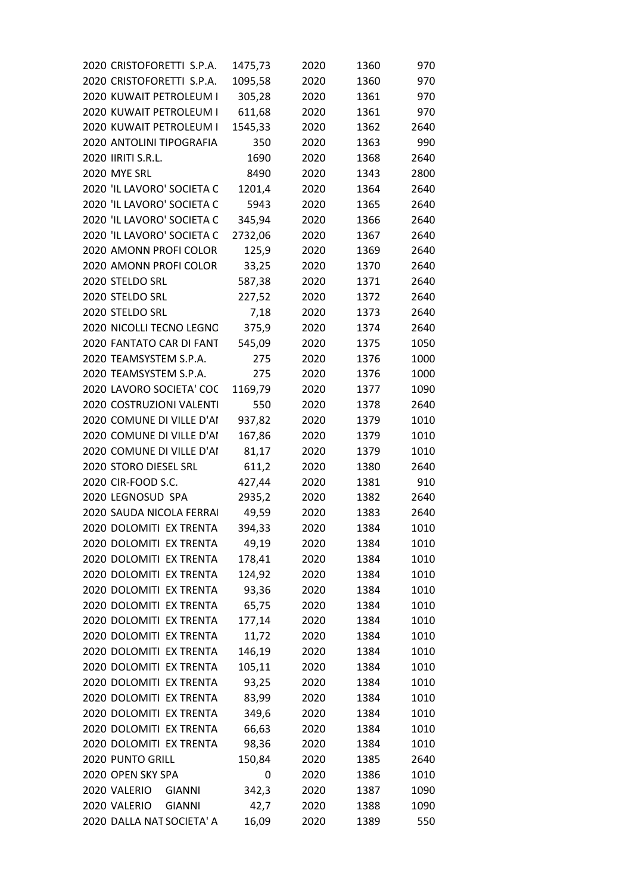| | | | | | |
|---|---|---|---|---|---|
| 2020 | CRISTOFORETTI S.P.A. | 1475,73 | 2020 | 1360 | 970 |
| 2020 | CRISTOFORETTI S.P.A. | 1095,58 | 2020 | 1360 | 970 |
| 2020 | KUWAIT PETROLEUM I | 305,28 | 2020 | 1361 | 970 |
| 2020 | KUWAIT PETROLEUM I | 611,68 | 2020 | 1361 | 970 |
| 2020 | KUWAIT PETROLEUM I | 1545,33 | 2020 | 1362 | 2640 |
| 2020 | ANTOLINI TIPOGRAFIA | 350 | 2020 | 1363 | 990 |
| 2020 | IIRITI S.R.L. | 1690 | 2020 | 1368 | 2640 |
| 2020 | MYE SRL | 8490 | 2020 | 1343 | 2800 |
| 2020 | 'IL LAVORO' SOCIETA C | 1201,4 | 2020 | 1364 | 2640 |
| 2020 | 'IL LAVORO' SOCIETA C | 5943 | 2020 | 1365 | 2640 |
| 2020 | 'IL LAVORO' SOCIETA C | 345,94 | 2020 | 1366 | 2640 |
| 2020 | 'IL LAVORO' SOCIETA C | 2732,06 | 2020 | 1367 | 2640 |
| 2020 | AMONN PROFI COLOR | 125,9 | 2020 | 1369 | 2640 |
| 2020 | AMONN PROFI COLOR | 33,25 | 2020 | 1370 | 2640 |
| 2020 | STELDO SRL | 587,38 | 2020 | 1371 | 2640 |
| 2020 | STELDO SRL | 227,52 | 2020 | 1372 | 2640 |
| 2020 | STELDO SRL | 7,18 | 2020 | 1373 | 2640 |
| 2020 | NICOLLI TECNO LEGNO | 375,9 | 2020 | 1374 | 2640 |
| 2020 | FANTATO CAR DI FANT | 545,09 | 2020 | 1375 | 1050 |
| 2020 | TEAMSYSTEM S.P.A. | 275 | 2020 | 1376 | 1000 |
| 2020 | TEAMSYSTEM S.P.A. | 275 | 2020 | 1376 | 1000 |
| 2020 | LAVORO SOCIETA' COO | 1169,79 | 2020 | 1377 | 1090 |
| 2020 | COSTRUZIONI VALENTI | 550 | 2020 | 1378 | 2640 |
| 2020 | COMUNE DI VILLE D'AI | 937,82 | 2020 | 1379 | 1010 |
| 2020 | COMUNE DI VILLE D'AI | 167,86 | 2020 | 1379 | 1010 |
| 2020 | COMUNE DI VILLE D'AI | 81,17 | 2020 | 1379 | 1010 |
| 2020 | STORO DIESEL SRL | 611,2 | 2020 | 1380 | 2640 |
| 2020 | CIR-FOOD S.C. | 427,44 | 2020 | 1381 | 910 |
| 2020 | LEGNOSUD SPA | 2935,2 | 2020 | 1382 | 2640 |
| 2020 | SAUDA NICOLA FERRAI | 49,59 | 2020 | 1383 | 2640 |
| 2020 | DOLOMITI EX TRENTA | 394,33 | 2020 | 1384 | 1010 |
| 2020 | DOLOMITI EX TRENTA | 49,19 | 2020 | 1384 | 1010 |
| 2020 | DOLOMITI EX TRENTA | 178,41 | 2020 | 1384 | 1010 |
| 2020 | DOLOMITI EX TRENTA | 124,92 | 2020 | 1384 | 1010 |
| 2020 | DOLOMITI EX TRENTA | 93,36 | 2020 | 1384 | 1010 |
| 2020 | DOLOMITI EX TRENTA | 65,75 | 2020 | 1384 | 1010 |
| 2020 | DOLOMITI EX TRENTA | 177,14 | 2020 | 1384 | 1010 |
| 2020 | DOLOMITI EX TRENTA | 11,72 | 2020 | 1384 | 1010 |
| 2020 | DOLOMITI EX TRENTA | 146,19 | 2020 | 1384 | 1010 |
| 2020 | DOLOMITI EX TRENTA | 105,11 | 2020 | 1384 | 1010 |
| 2020 | DOLOMITI EX TRENTA | 93,25 | 2020 | 1384 | 1010 |
| 2020 | DOLOMITI EX TRENTA | 83,99 | 2020 | 1384 | 1010 |
| 2020 | DOLOMITI EX TRENTA | 349,6 | 2020 | 1384 | 1010 |
| 2020 | DOLOMITI EX TRENTA | 66,63 | 2020 | 1384 | 1010 |
| 2020 | DOLOMITI EX TRENTA | 98,36 | 2020 | 1384 | 1010 |
| 2020 | PUNTO GRILL | 150,84 | 2020 | 1385 | 2640 |
| 2020 | OPEN SKY SPA | 0 | 2020 | 1386 | 1010 |
| 2020 | VALERIO GIANNI | 342,3 | 2020 | 1387 | 1090 |
| 2020 | VALERIO GIANNI | 42,7 | 2020 | 1388 | 1090 |
| 2020 | DALLA NAT SOCIETA' A | 16,09 | 2020 | 1389 | 550 |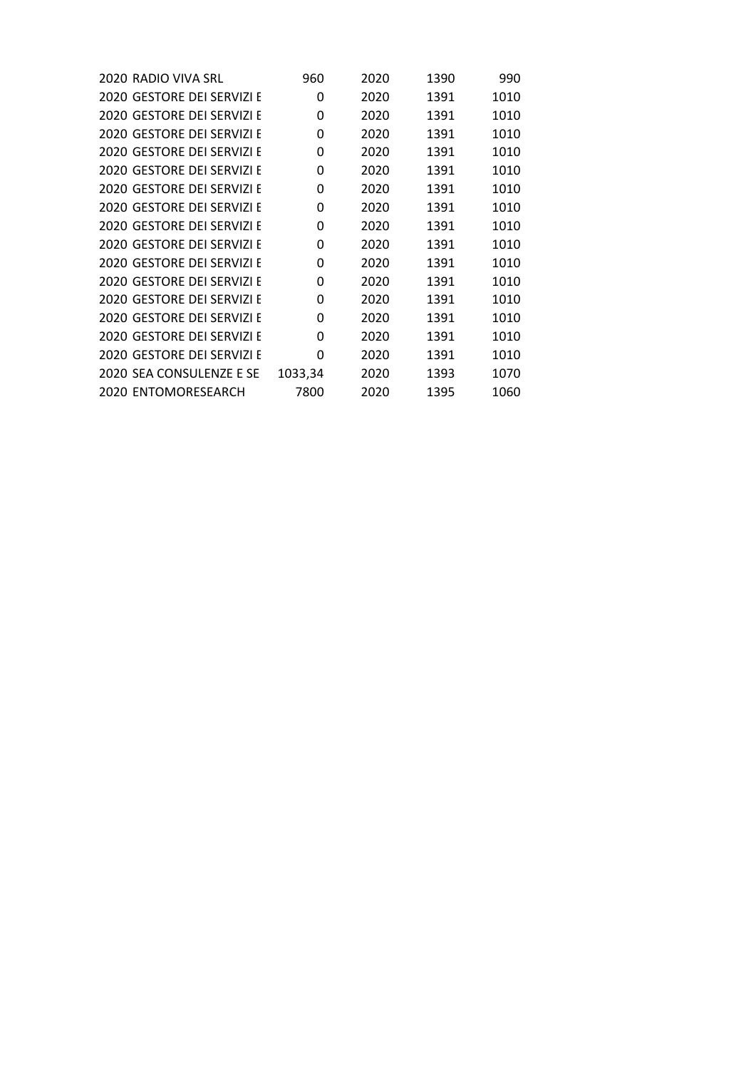| | | | | | |
|---|---|---|---|---|---|
| 2020 | RADIO VIVA SRL | 960 | 2020 | 1390 | 990 |
| 2020 | GESTORE DEI SERVIZI E | 0 | 2020 | 1391 | 1010 |
| 2020 | GESTORE DEI SERVIZI E | 0 | 2020 | 1391 | 1010 |
| 2020 | GESTORE DEI SERVIZI E | 0 | 2020 | 1391 | 1010 |
| 2020 | GESTORE DEI SERVIZI E | 0 | 2020 | 1391 | 1010 |
| 2020 | GESTORE DEI SERVIZI E | 0 | 2020 | 1391 | 1010 |
| 2020 | GESTORE DEI SERVIZI E | 0 | 2020 | 1391 | 1010 |
| 2020 | GESTORE DEI SERVIZI E | 0 | 2020 | 1391 | 1010 |
| 2020 | GESTORE DEI SERVIZI E | 0 | 2020 | 1391 | 1010 |
| 2020 | GESTORE DEI SERVIZI E | 0 | 2020 | 1391 | 1010 |
| 2020 | GESTORE DEI SERVIZI E | 0 | 2020 | 1391 | 1010 |
| 2020 | GESTORE DEI SERVIZI E | 0 | 2020 | 1391 | 1010 |
| 2020 | GESTORE DEI SERVIZI E | 0 | 2020 | 1391 | 1010 |
| 2020 | GESTORE DEI SERVIZI E | 0 | 2020 | 1391 | 1010 |
| 2020 | GESTORE DEI SERVIZI E | 0 | 2020 | 1391 | 1010 |
| 2020 | GESTORE DEI SERVIZI E | 0 | 2020 | 1391 | 1010 |
| 2020 | SEA CONSULENZE E SE | 1033,34 | 2020 | 1393 | 1070 |
| 2020 | ENTOMORESEARCH | 7800 | 2020 | 1395 | 1060 |